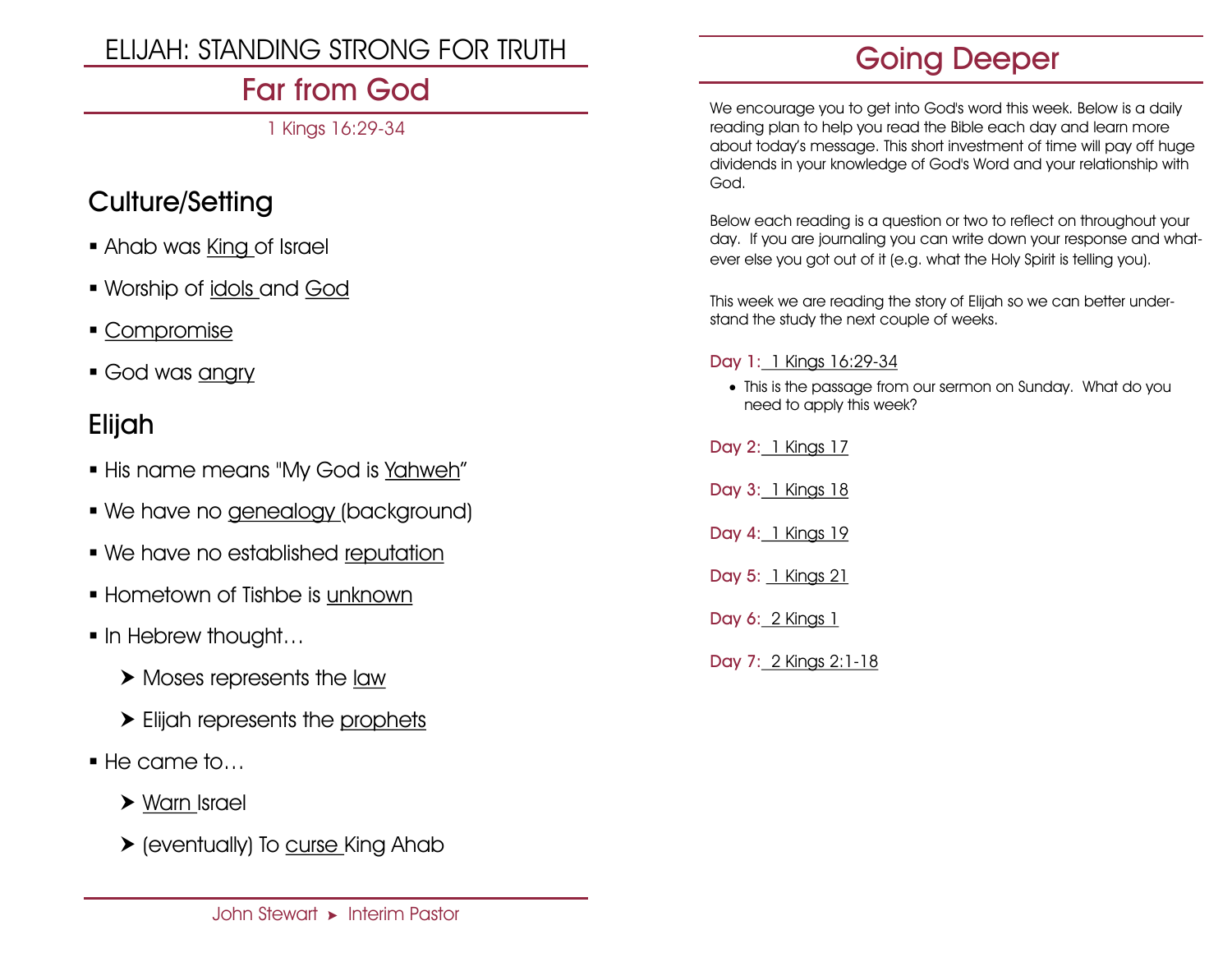# ELIJAH: STANDING STRONG FOR TRUTH

## Far from God

1 Kings 16:29-34

### Culture/Setting

- Ahab was King of Israel
- Worship of idols and God
- Compromise
- God was angry

### Elijah

- His name means "My God is Yahweh"
- We have no genealogy (background)
- We have no established reputation
- Hometown of Tishbe is unknown
- In Hebrew thought…
  - Moses represents the law
  - Elijah represents the prophets
- He came to…
  - Warn Israel
  - (eventually) To curse King Ahab

John Stewart ➤ Interim Pastor

## Going Deeper

We encourage you to get into God's word this week. Below is a daily reading plan to help you read the Bible each day and learn more about today's message. This short investment of time will pay off huge dividends in your knowledge of God's Word and your relationship with God.

Below each reading is a question or two to reflect on throughout your day. If you are journaling you can write down your response and whatever else you got out of it (e.g. what the Holy Spirit is telling you).

This week we are reading the story of Elijah so we can better understand the study the next couple of weeks.

Day 1: 1 Kings 16:29-34

- This is the passage from our sermon on Sunday. What do you need to apply this week?

Day 2: 1 Kings 17

Day 3: 1 Kings 18

Day 4: 1 Kings 19

Day 5: 1 Kings 21

Day 6: 2 Kings 1

Day 7: 2 Kings 2:1-18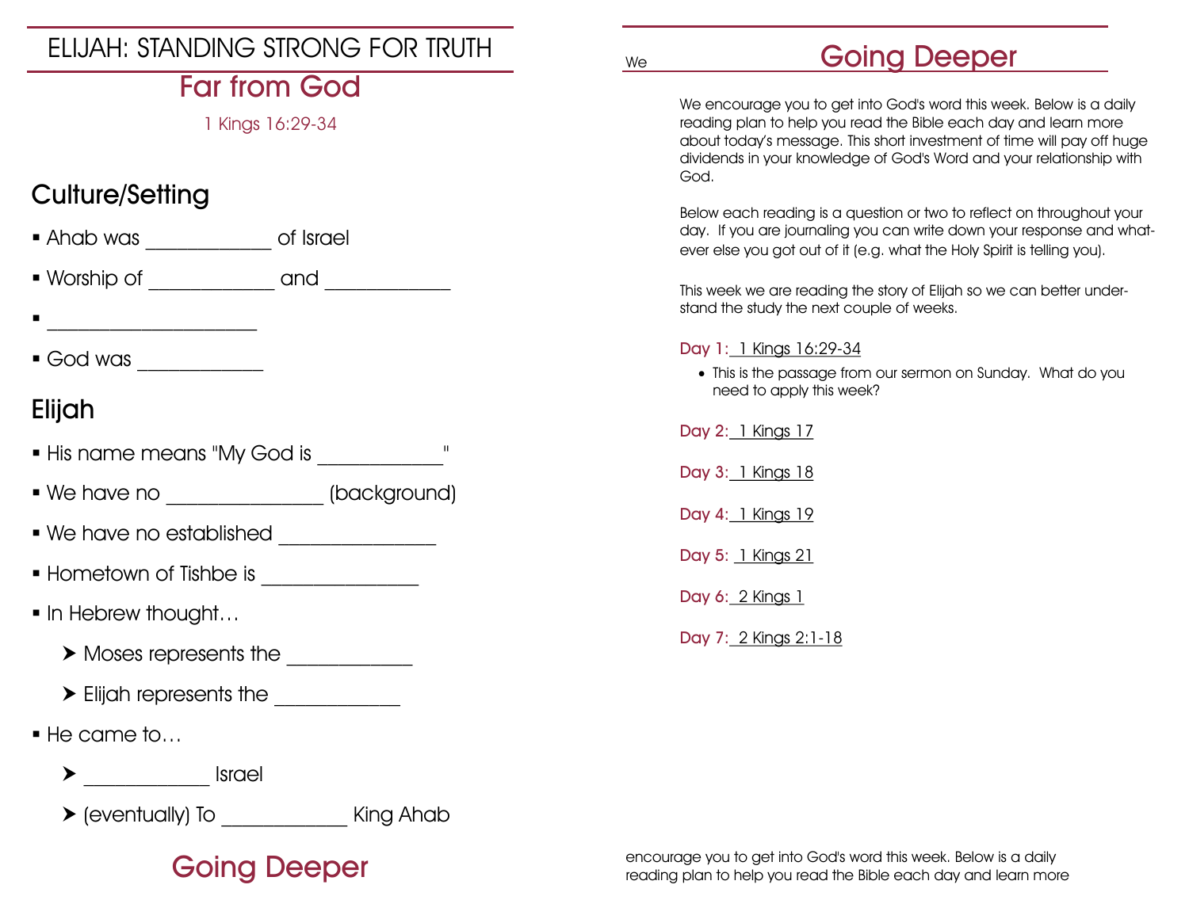# ELIJAH: STANDING STRONG FOR TRUTH

## Far from God

1 Kings 16:29-34

### Culture/Setting

- Ahab was ____________ of Israel
- Worship of ____________ and ____________
- ____________________
- God was ____________

### Elijah

- His name means "My God is ____________"
- We have no _______________ (background)
- We have no established _______________
- Hometown of Tishbe is _______________
- In Hebrew thought…
  - Moses represents the ____________
  - Elijah represents the ____________
- He came to…
  - ____________ Israel
  - (eventually) To ____________ King Ahab

## Going Deeper

We

## Going Deeper

We encourage you to get into God's word this week. Below is a daily reading plan to help you read the Bible each day and learn more about today's message. This short investment of time will pay off huge dividends in your knowledge of God's Word and your relationship with God.

Below each reading is a question or two to reflect on throughout your day. If you are journaling you can write down your response and whatever else you got out of it (e.g. what the Holy Spirit is telling you).

This week we are reading the story of Elijah so we can better understand the study the next couple of weeks.

Day 1: 1 Kings 16:29-34

- This is the passage from our sermon on Sunday. What do you need to apply this week?

Day 2: 1 Kings 17

Day 3: 1 Kings 18

Day 4: 1 Kings 19

Day 5: 1 Kings 21

Day 6: 2 Kings 1

Day 7: 2 Kings 2:1-18

encourage you to get into God's word this week. Below is a daily reading plan to help you read the Bible each day and learn more